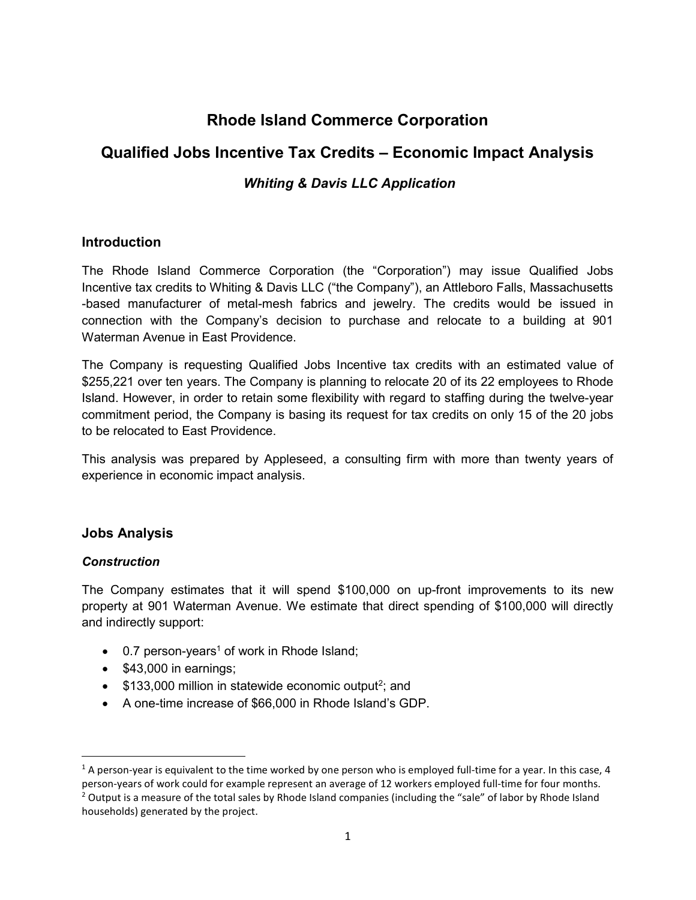# Rhode Island Commerce Corporation

## Qualified Jobs Incentive Tax Credits – Economic Impact Analysis

### *Whiting & Davis LLC Application*

## Introduction

The Rhode Island Commerce Corporation (the "Corporation") may issue Qualified Jobs Incentive tax credits to Whiting & Davis LLC ("the Company"), an Attleboro Falls, Massachusetts -based manufacturer of metal-mesh fabrics and jewelry. The credits would be issued in connection with the Company's decision to purchase and relocate to a building at 901 Waterman Avenue in East Providence.

The Company is requesting Qualified Jobs Incentive tax credits with an estimated value of $255,221 over ten years. The Company is planning to relocate 20 of its 22 employees to Rhode Island. However, in order to retain some flexibility with regard to staffing during the twelve-year commitment period, the Company is basing its request for tax credits on only 15 of the 20 jobs to be relocated to East Providence.

This analysis was prepared by Appleseed, a consulting firm with more than twenty years of experience in economic impact analysis.

## Jobs Analysis

### *Construction*

The Company estimates that it will spend $100,000 on up-front improvements to its new property at 901 Waterman Avenue. We estimate that direct spending of $100,000 will directly and indirectly support:

- 0.7 person-years[1] of work in Rhode Island;
- $43,000 in earnings;
- $133,000 million in statewide economic output[2]; and
- A one-time increase of $66,000 in Rhode Island's GDP.

[1] A person-year is equivalent to the time worked by one person who is employed full-time for a year. In this case, 4 person-years of work could for example represent an average of 12 workers employed full-time for four months.

[2] Output is a measure of the total sales by Rhode Island companies (including the "sale" of labor by Rhode Island households) generated by the project.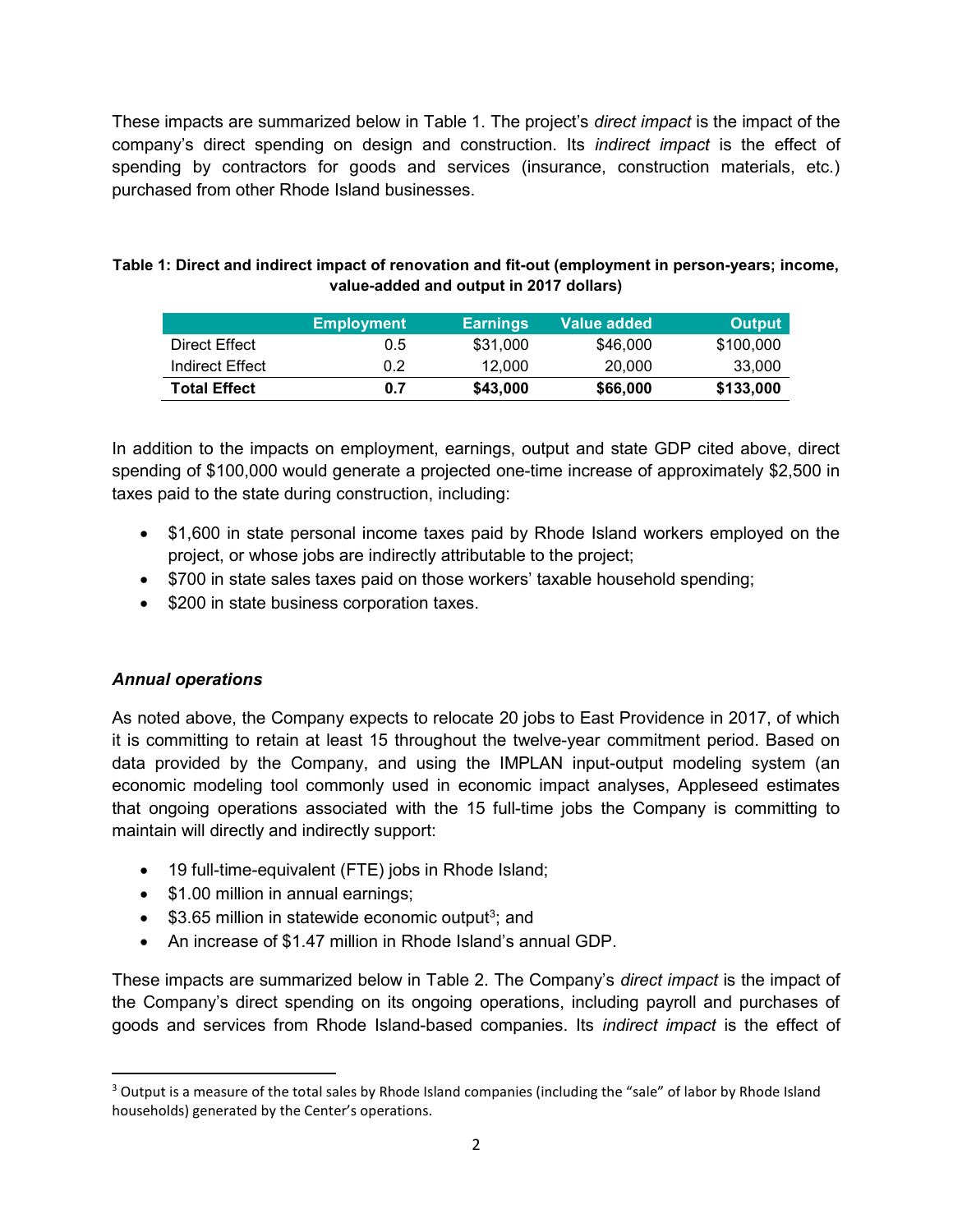These impacts are summarized below in Table 1. The project's *direct impact* is the impact of the company's direct spending on design and construction. Its *indirect impact* is the effect of spending by contractors for goods and services (insurance, construction materials, etc.) purchased from other Rhode Island businesses.

**Table 1: Direct and indirect impact of renovation and fit-out (employment in person-years; income, value-added and output in 2017 dollars)**

| | Employment | Earnings | Value added | Output |
|---|---|---|---|---|
| Direct Effect | 0.5 | $31,000 | $46,000 | $100,000 |
| Indirect Effect | 0.2 | 12,000 | 20,000 | 33,000 |
| **Total Effect** | **0.7** | **$43,000** | **$66,000** | **$133,000** |

In addition to the impacts on employment, earnings, output and state GDP cited above, direct spending of $100,000 would generate a projected one-time increase of approximately $2,500 in taxes paid to the state during construction, including:

- $1,600 in state personal income taxes paid by Rhode Island workers employed on the project, or whose jobs are indirectly attributable to the project;
- $700 in state sales taxes paid on those workers' taxable household spending;
- $200 in state business corporation taxes.

### *Annual operations*

As noted above, the Company expects to relocate 20 jobs to East Providence in 2017, of which it is committing to retain at least 15 throughout the twelve-year commitment period. Based on data provided by the Company, and using the IMPLAN input-output modeling system (an economic modeling tool commonly used in economic impact analyses, Appleseed estimates that ongoing operations associated with the 15 full-time jobs the Company is committing to maintain will directly and indirectly support:

- 19 full-time-equivalent (FTE) jobs in Rhode Island;
- $1.00 million in annual earnings;
- $3.65 million in statewide economic output[3]; and
- An increase of $1.47 million in Rhode Island's annual GDP.

These impacts are summarized below in Table 2. The Company's *direct impact* is the impact of the Company's direct spending on its ongoing operations, including payroll and purchases of goods and services from Rhode Island-based companies. Its *indirect impact* is the effect of

[3] Output is a measure of the total sales by Rhode Island companies (including the "sale" of labor by Rhode Island households) generated by the Center's operations.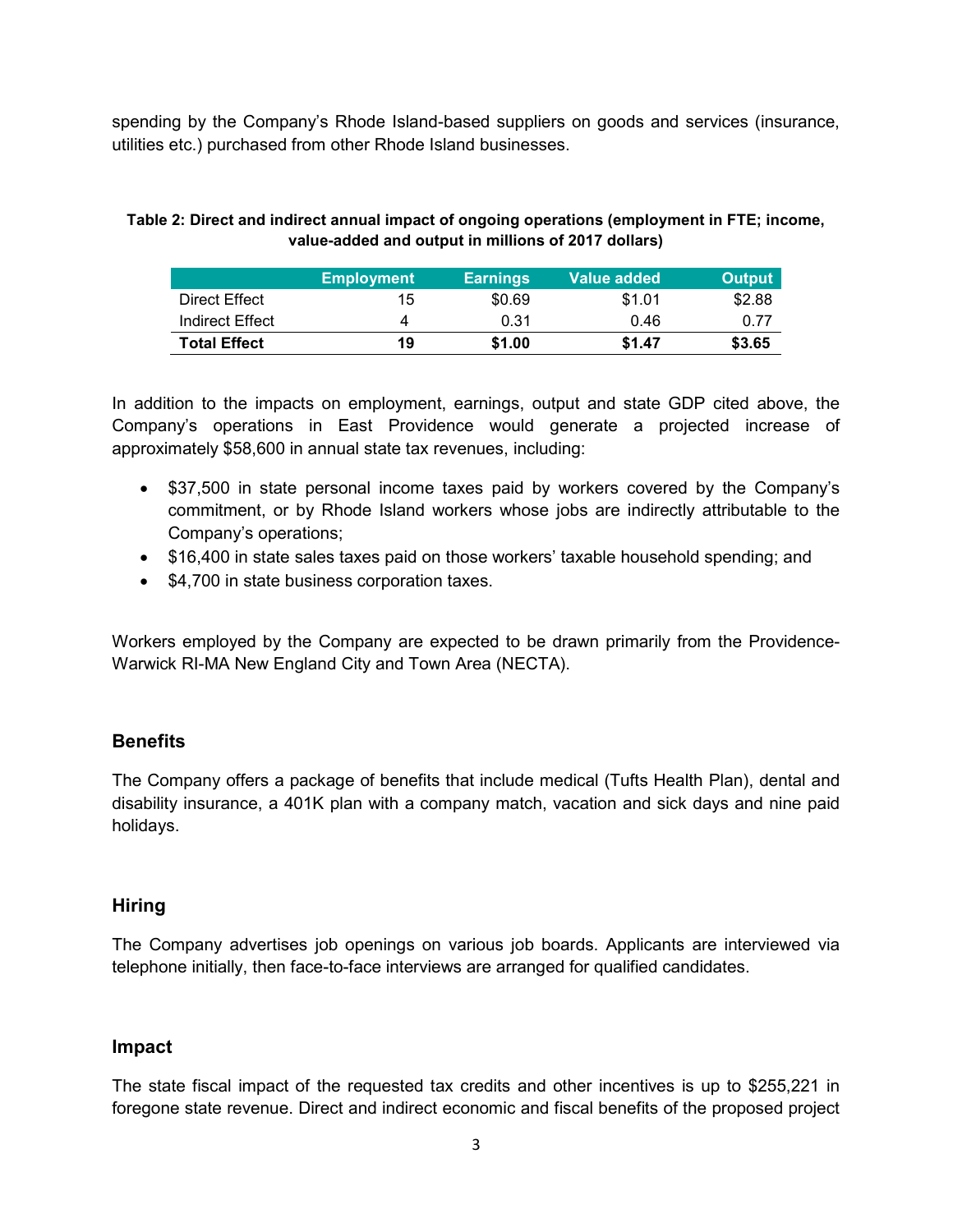spending by the Company's Rhode Island-based suppliers on goods and services (insurance, utilities etc.) purchased from other Rhode Island businesses.

**Table 2: Direct and indirect annual impact of ongoing operations (employment in FTE; income, value-added and output in millions of 2017 dollars)**

| | Employment | Earnings | Value added | Output |
|---|---|---|---|---|
| Direct Effect | 15 | $0.69 | $1.01 | $2.88 |
| Indirect Effect | 4 | 0.31 | 0.46 | 0.77 |
| **Total Effect** | **19** | **$1.00** | **$1.47** | **$3.65** |

In addition to the impacts on employment, earnings, output and state GDP cited above, the Company's operations in East Providence would generate a projected increase of approximately $58,600 in annual state tax revenues, including:

- $37,500 in state personal income taxes paid by workers covered by the Company's commitment, or by Rhode Island workers whose jobs are indirectly attributable to the Company's operations;
- $16,400 in state sales taxes paid on those workers' taxable household spending; and
- $4,700 in state business corporation taxes.

Workers employed by the Company are expected to be drawn primarily from the Providence-Warwick RI-MA New England City and Town Area (NECTA).

## Benefits

The Company offers a package of benefits that include medical (Tufts Health Plan), dental and disability insurance, a 401K plan with a company match, vacation and sick days and nine paid holidays.

## Hiring

The Company advertises job openings on various job boards. Applicants are interviewed via telephone initially, then face-to-face interviews are arranged for qualified candidates.

## Impact

The state fiscal impact of the requested tax credits and other incentives is up to $255,221 in foregone state revenue. Direct and indirect economic and fiscal benefits of the proposed project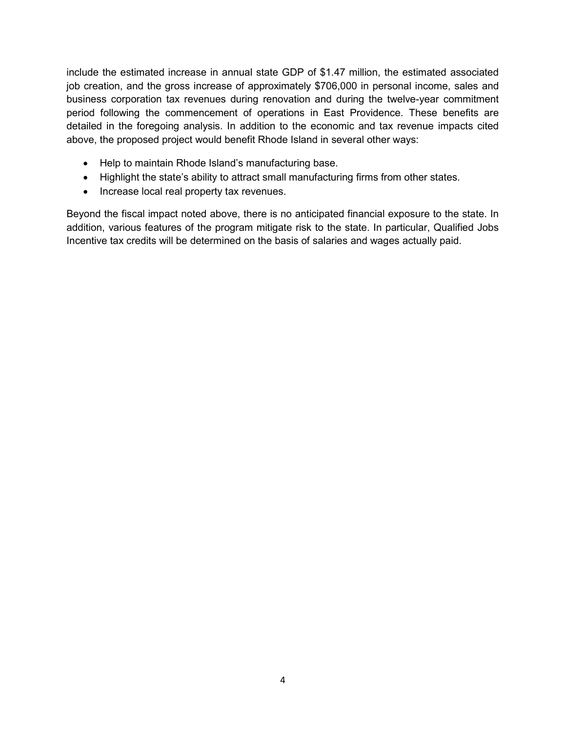include the estimated increase in annual state GDP of $1.47 million, the estimated associated job creation, and the gross increase of approximately $706,000 in personal income, sales and business corporation tax revenues during renovation and during the twelve-year commitment period following the commencement of operations in East Providence. These benefits are detailed in the foregoing analysis. In addition to the economic and tax revenue impacts cited above, the proposed project would benefit Rhode Island in several other ways:

- Help to maintain Rhode Island's manufacturing base.
- Highlight the state's ability to attract small manufacturing firms from other states.
- Increase local real property tax revenues.

Beyond the fiscal impact noted above, there is no anticipated financial exposure to the state. In addition, various features of the program mitigate risk to the state. In particular, Qualified Jobs Incentive tax credits will be determined on the basis of salaries and wages actually paid.